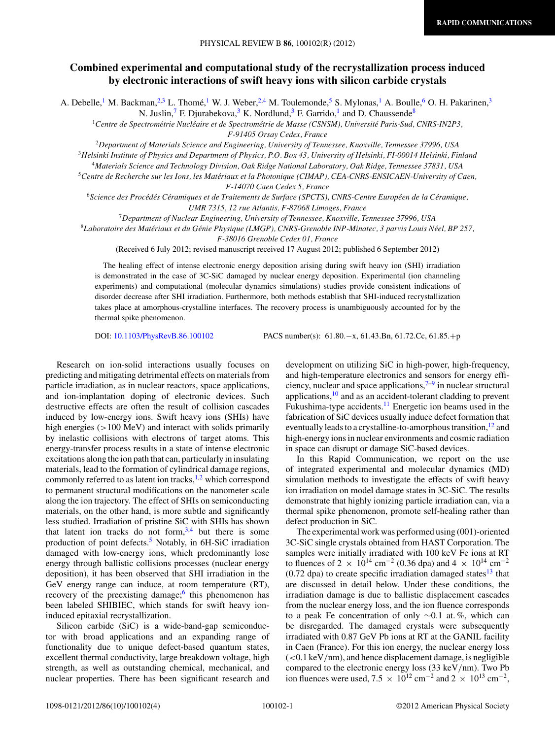RAPID COMMUNICATIONS

# Combined experimental and computational study of the recrystallization process induced by electronic interactions of swift heavy ions with silicon carbide crystals

A. Debelle,[1] M. Backman,[2,3] L. Thomé,[1] W. J. Weber,[2,4] M. Toulemonde,[5] S. Mylonas,[1] A. Boulle,[6] O. H. Pakarinen,[3] N. Juslin,[7] F. Djurabekova,[3] K. Nordlund,[3] F. Garrido,[1] and D. Chaussende[8]

[1]*Centre de Spectrométrie Nucléaire et de Spectrométrie de Masse (CSNSM), Université Paris-Sud, CNRS-IN2P3, F-91405 Orsay Cedex, France*

[2]*Department of Materials Science and Engineering, University of Tennessee, Knoxville, Tennessee 37996, USA*

[3]*Helsinki Institute of Physics and Department of Physics, P.O. Box 43, University of Helsinki, FI-00014 Helsinki, Finland*

[4]*Materials Science and Technology Division, Oak Ridge National Laboratory, Oak Ridge, Tennessee 37831, USA*

[5]*Centre de Recherche sur les Ions, les Matériaux et la Photonique (CIMAP), CEA-CNRS-ENSICAEN-University of Caen, F-14070 Caen Cedex 5, France*

[6]*Science des Procédés Céramiques et de Traitements de Surface (SPCTS), CNRS-Centre Européen de la Céramique, UMR 7315, 12 rue Atlantis, F-87068 Limoges, France*

[7]*Department of Nuclear Engineering, University of Tennessee, Knoxville, Tennessee 37996, USA*

[8]*Laboratoire des Matériaux et du Génie Physique (LMGP), CNRS-Grenoble INP-Minatec, 3 parvis Louis Néel, BP 257, F-38016 Grenoble Cedex 01, France*

(Received 6 July 2012; revised manuscript received 17 August 2012; published 6 September 2012)

The healing effect of intense electronic energy deposition arising during swift heavy ion (SHI) irradiation is demonstrated in the case of 3C-SiC damaged by nuclear energy deposition. Experimental (ion channeling experiments) and computational (molecular dynamics simulations) studies provide consistent indications of disorder decrease after SHI irradiation. Furthermore, both methods establish that SHI-induced recrystallization takes place at amorphous-crystalline interfaces. The recovery process is unambiguously accounted for by the thermal spike phenomenon.

DOI: 10.1103/PhysRevB.86.100102 PACS number(s): 61.80.−x, 61.43.Bn, 61.72.Cc, 61.85.+p

Research on ion-solid interactions usually focuses on predicting and mitigating detrimental effects on materials from particle irradiation, as in nuclear reactors, space applications, and ion-implantation doping of electronic devices. Such destructive effects are often the result of collision cascades induced by low-energy ions. Swift heavy ions (SHIs) have high energies (>100 MeV) and interact with solids primarily by inelastic collisions with electrons of target atoms. This energy-transfer process results in a state of intense electronic excitations along the ion path that can, particularly in insulating materials, lead to the formation of cylindrical damage regions, commonly referred to as latent ion tracks,[1,2] which correspond to permanent structural modifications on the nanometer scale along the ion trajectory. The effect of SHIs on semiconducting materials, on the other hand, is more subtle and significantly less studied. Irradiation of pristine SiC with SHIs has shown that latent ion tracks do not form,[3,4] but there is some production of point defects.[5] Notably, in 6H-SiC irradiation damaged with low-energy ions, which predominantly lose energy through ballistic collisions processes (nuclear energy deposition), it has been observed that SHI irradiation in the GeV energy range can induce, at room temperature (RT), recovery of the preexisting damage;[6] this phenomenon has been labeled SHIBIEC, which stands for swift heavy ion-induced epitaxial recrystallization.

Silicon carbide (SiC) is a wide-band-gap semiconductor with broad applications and an expanding range of functionality due to unique defect-based quantum states, excellent thermal conductivity, large breakdown voltage, high strength, as well as outstanding chemical, mechanical, and nuclear properties. There has been significant research and development on utilizing SiC in high-power, high-frequency, and high-temperature electronics and sensors for energy efficiency, nuclear and space applications,[7–9] in nuclear structural applications,[10] and as an accident-tolerant cladding to prevent Fukushima-type accidents.[11] Energetic ion beams used in the fabrication of SiC devices usually induce defect formation that eventually leads to a crystalline-to-amorphous transition,[12] and high-energy ions in nuclear environments and cosmic radiation in space can disrupt or damage SiC-based devices.

In this Rapid Communication, we report on the use of integrated experimental and molecular dynamics (MD) simulation methods to investigate the effects of swift heavy ion irradiation on model damage states in 3C-SiC. The results demonstrate that highly ionizing particle irradiation can, via a thermal spike phenomenon, promote self-healing rather than defect production in SiC.

The experimental work was performed using (001)-oriented 3C-SiC single crystals obtained from HAST Corporation. The samples were initially irradiated with 100 keV Fe ions at RT to fluences of $2 \times 10^{14}$ cm$^{-2}$ (0.36 dpa) and $4 \times 10^{14}$ cm$^{-2}$ (0.72 dpa) to create specific irradiation damaged states[13] that are discussed in detail below. Under these conditions, the irradiation damage is due to ballistic displacement cascades from the nuclear energy loss, and the ion fluence corresponds to a peak Fe concentration of only ~0.1 at.%, which can be disregarded. The damaged crystals were subsequently irradiated with 0.87 GeV Pb ions at RT at the GANIL facility in Caen (France). For this ion energy, the nuclear energy loss (<0.1 keV/nm), and hence displacement damage, is negligible compared to the electronic energy loss (33 keV/nm). Two Pb ion fluences were used, $7.5 \times 10^{12}$ cm$^{-2}$ and $2 \times 10^{13}$ cm$^{-2}$,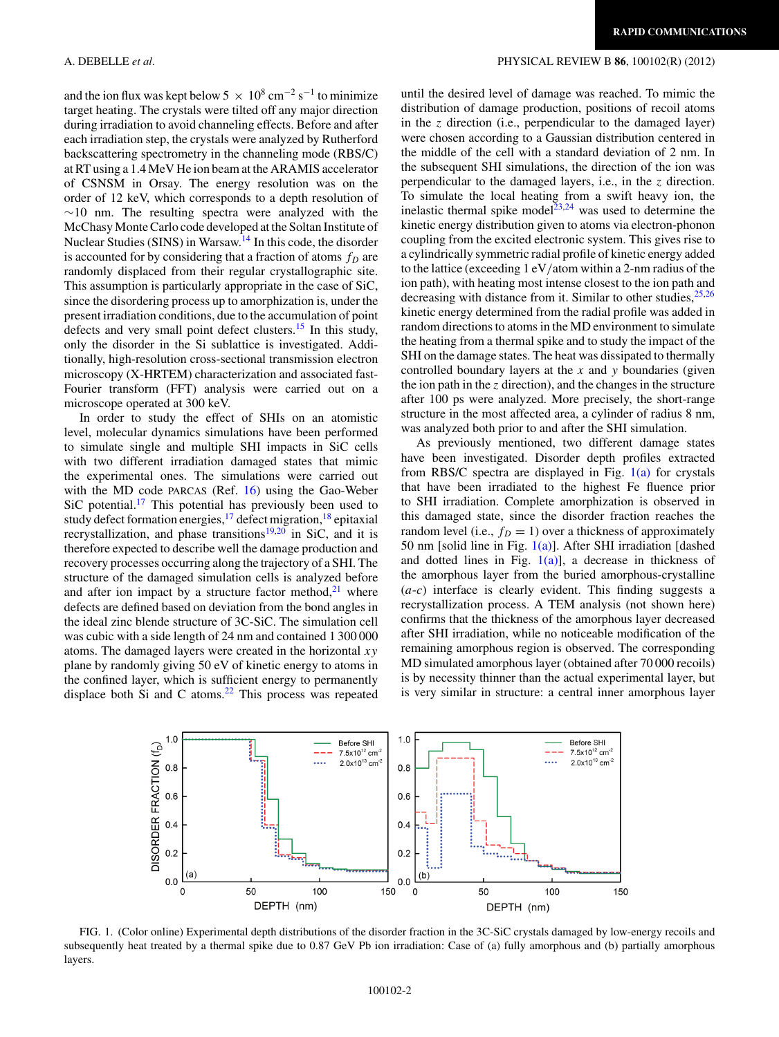and the ion flux was kept below $5 \times 10^{8}$ cm$^{-2}$ s$^{-1}$ to minimize target heating. The crystals were tilted off any major direction during irradiation to avoid channeling effects. Before and after each irradiation step, the crystals were analyzed by Rutherford backscattering spectrometry in the channeling mode (RBS/C) at RT using a 1.4 MeV He ion beam at the ARAMIS accelerator of CSNSM in Orsay. The energy resolution was on the order of 12 keV, which corresponds to a depth resolution of ~10 nm. The resulting spectra were analyzed with the McChasy Monte Carlo code developed at the Soltan Institute of Nuclear Studies (SINS) in Warsaw.[14] In this code, the disorder is accounted for by considering that a fraction of atoms $f_D$ are randomly displaced from their regular crystallographic site. This assumption is particularly appropriate in the case of SiC, since the disordering process up to amorphization is, under the present irradiation conditions, due to the accumulation of point defects and very small point defect clusters.[15] In this study, only the disorder in the Si sublattice is investigated. Additionally, high-resolution cross-sectional transmission electron microscopy (X-HRTEM) characterization and associated fast-Fourier transform (FFT) analysis were carried out on a microscope operated at 300 keV.

In order to study the effect of SHIs on an atomistic level, molecular dynamics simulations have been performed to simulate single and multiple SHI impacts in SiC cells with two different irradiation damaged states that mimic the experimental ones. The simulations were carried out with the MD code PARCAS (Ref. 16) using the Gao-Weber SiC potential.[17] This potential has previously been used to study defect formation energies,[17] defect migration,[18] epitaxial recrystallization, and phase transitions[19,20] in SiC, and it is therefore expected to describe well the damage production and recovery processes occurring along the trajectory of a SHI. The structure of the damaged simulation cells is analyzed before and after ion impact by a structure factor method,[21] where defects are defined based on deviation from the bond angles in the ideal zinc blende structure of 3C-SiC. The simulation cell was cubic with a side length of 24 nm and contained 1 300 000 atoms. The damaged layers were created in the horizontal $xy$ plane by randomly giving 50 eV of kinetic energy to atoms in the confined layer, which is sufficient energy to permanently displace both Si and C atoms.[22] This process was repeated until the desired level of damage was reached. To mimic the distribution of damage production, positions of recoil atoms in the $z$ direction (i.e., perpendicular to the damaged layer) were chosen according to a Gaussian distribution centered in the middle of the cell with a standard deviation of 2 nm. In the subsequent SHI simulations, the direction of the ion was perpendicular to the damaged layers, i.e., in the $z$ direction. To simulate the local heating from a swift heavy ion, the inelastic thermal spike model[23,24] was used to determine the kinetic energy distribution given to atoms via electron-phonon coupling from the excited electronic system. This gives rise to a cylindrically symmetric radial profile of kinetic energy added to the lattice (exceeding 1 eV/atom within a 2-nm radius of the ion path), with heating most intense closest to the ion path and decreasing with distance from it. Similar to other studies,[25,26] kinetic energy determined from the radial profile was added in random directions to atoms in the MD environment to simulate the heating from a thermal spike and to study the impact of the SHI on the damage states. The heat was dissipated to thermally controlled boundary layers at the $x$ and $y$ boundaries (given the ion path in the $z$ direction), and the changes in the structure after 100 ps were analyzed. More precisely, the short-range structure in the most affected area, a cylinder of radius 8 nm, was analyzed both prior to and after the SHI simulation.

As previously mentioned, two different damage states have been investigated. Disorder depth profiles extracted from RBS/C spectra are displayed in Fig. 1(a) for crystals that have been irradiated to the highest Fe fluence prior to SHI irradiation. Complete amorphization is observed in this damaged state, since the disorder fraction reaches the random level (i.e., $f_D = 1$) over a thickness of approximately 50 nm [solid line in Fig. 1(a)]. After SHI irradiation [dashed and dotted lines in Fig. 1(a)], a decrease in thickness of the amorphous layer from the buried amorphous-crystalline ($a$-$c$) interface is clearly evident. This finding suggests a recrystallization process. A TEM analysis (not shown here) confirms that the thickness of the amorphous layer decreased after SHI irradiation, while no noticeable modification of the remaining amorphous region is observed. The corresponding MD simulated amorphous layer (obtained after 70 000 recoils) is by necessity thinner than the actual experimental layer, but is very similar in structure: a central inner amorphous layer

FIG. 1. (Color online) Experimental depth distributions of the disorder fraction in the 3C-SiC crystals damaged by low-energy recoils and subsequently heat treated by a thermal spike due to 0.87 GeV Pb ion irradiation: Case of (a) fully amorphous and (b) partially amorphous layers.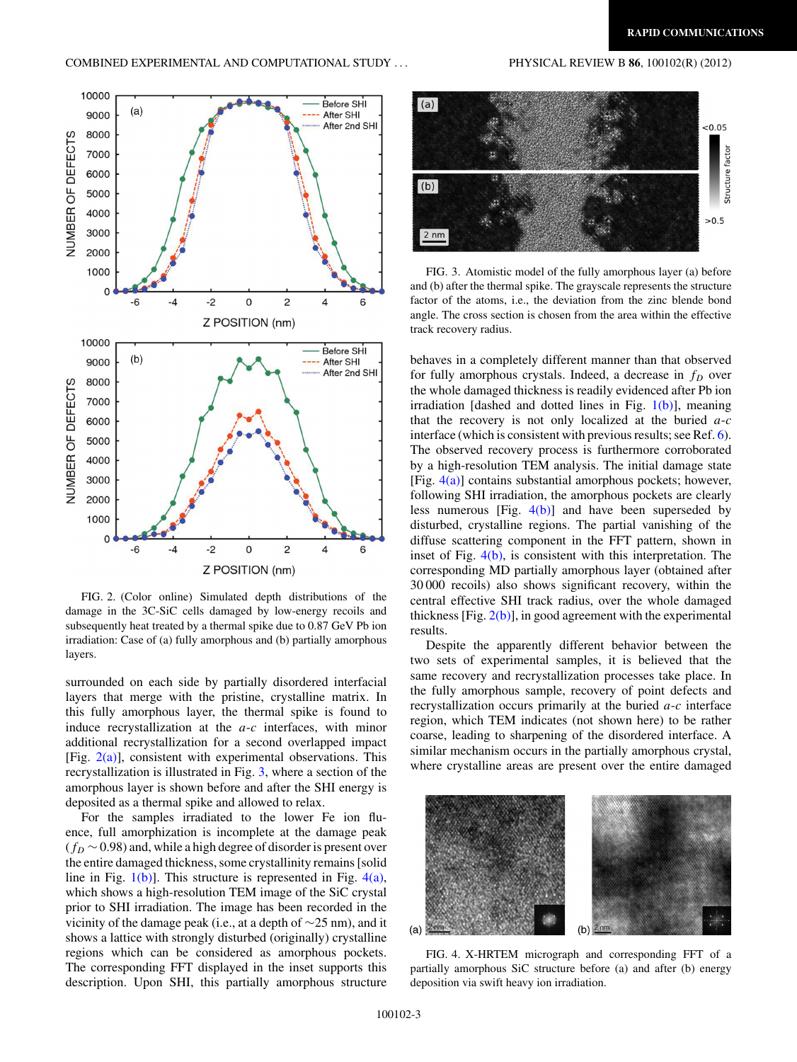FIG. 2. (Color online) Simulated depth distributions of the damage in the 3C-SiC cells damaged by low-energy recoils and subsequently heat treated by a thermal spike due to 0.87 GeV Pb ion irradiation: Case of (a) fully amorphous and (b) partially amorphous layers.

surrounded on each side by partially disordered interfacial layers that merge with the pristine, crystalline matrix. In this fully amorphous layer, the thermal spike is found to induce recrystallization at the *a*-*c* interfaces, with minor additional recrystallization for a second overlapped impact [Fig. 2(a)], consistent with experimental observations. This recrystallization is illustrated in Fig. 3, where a section of the amorphous layer is shown before and after the SHI energy is deposited as a thermal spike and allowed to relax.

For the samples irradiated to the lower Fe ion fluence, full amorphization is incomplete at the damage peak ($f_D \sim 0.98$) and, while a high degree of disorder is present over the entire damaged thickness, some crystallinity remains [solid line in Fig. 1(b)]. This structure is represented in Fig. 4(a), which shows a high-resolution TEM image of the SiC crystal prior to SHI irradiation. The image has been recorded in the vicinity of the damage peak (i.e., at a depth of $\sim$25 nm), and it shows a lattice with strongly disturbed (originally) crystalline regions which can be considered as amorphous pockets. The corresponding FFT displayed in the inset supports this description. Upon SHI, this partially amorphous structure behaves in a completely different manner than that observed for fully amorphous crystals. Indeed, a decrease in $f_D$ over the whole damaged thickness is readily evidenced after Pb ion irradiation [dashed and dotted lines in Fig. 1(b)], meaning that the recovery is not only localized at the buried *a*-*c* interface (which is consistent with previous results; see Ref. 6). The observed recovery process is furthermore corroborated by a high-resolution TEM analysis. The initial damage state [Fig. 4(a)] contains substantial amorphous pockets; however, following SHI irradiation, the amorphous pockets are clearly less numerous [Fig. 4(b)] and have been superseded by disturbed, crystalline regions. The partial vanishing of the diffuse scattering component in the FFT pattern, shown in inset of Fig. 4(b), is consistent with this interpretation. The corresponding MD partially amorphous layer (obtained after 30 000 recoils) also shows significant recovery, within the central effective SHI track radius, over the whole damaged thickness [Fig. 2(b)], in good agreement with the experimental results.

FIG. 3. Atomistic model of the fully amorphous layer (a) before and (b) after the thermal spike. The grayscale represents the structure factor of the atoms, i.e., the deviation from the zinc blende bond angle. The cross section is chosen from the area within the effective track recovery radius.

Despite the apparently different behavior between the two sets of experimental samples, it is believed that the same recovery and recrystallization processes take place. In the fully amorphous sample, recovery of point defects and recrystallization occurs primarily at the buried *a*-*c* interface region, which TEM indicates (not shown here) to be rather coarse, leading to sharpening of the disordered interface. A similar mechanism occurs in the partially amorphous crystal, where crystalline areas are present over the entire damaged

FIG. 4. X-HRTEM micrograph and corresponding FFT of a partially amorphous SiC structure before (a) and after (b) energy deposition via swift heavy ion irradiation.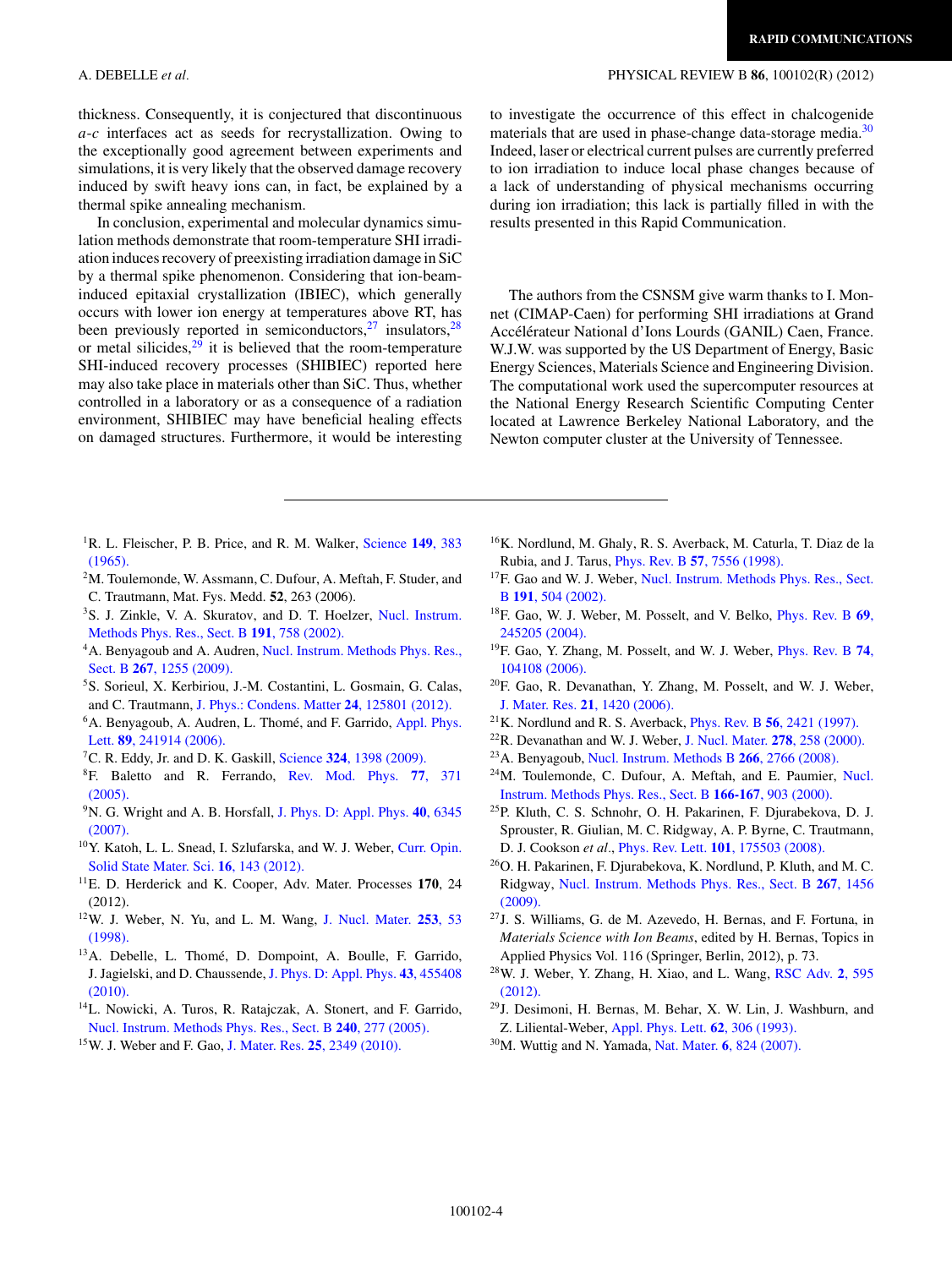thickness. Consequently, it is conjectured that discontinuous *a-c* interfaces act as seeds for recrystallization. Owing to the exceptionally good agreement between experiments and simulations, it is very likely that the observed damage recovery induced by swift heavy ions can, in fact, be explained by a thermal spike annealing mechanism.

In conclusion, experimental and molecular dynamics simulation methods demonstrate that room-temperature SHI irradiation induces recovery of preexisting irradiation damage in SiC by a thermal spike phenomenon. Considering that ion-beam-induced epitaxial crystallization (IBIEC), which generally occurs with lower ion energy at temperatures above RT, has been previously reported in semiconductors,[27] insulators,[28] or metal silicides,[29] it is believed that the room-temperature SHI-induced recovery processes (SHIBIEC) reported here may also take place in materials other than SiC. Thus, whether controlled in a laboratory or as a consequence of a radiation environment, SHIBIEC may have beneficial healing effects on damaged structures. Furthermore, it would be interesting to investigate the occurrence of this effect in chalcogenide materials that are used in phase-change data-storage media.[30] Indeed, laser or electrical current pulses are currently preferred to ion irradiation to induce local phase changes because of a lack of understanding of physical mechanisms occurring during ion irradiation; this lack is partially filled in with the results presented in this Rapid Communication.

The authors from the CSNSM give warm thanks to I. Monnet (CIMAP-Caen) for performing SHI irradiations at Grand Accélérateur National d'Ions Lourds (GANIL) Caen, France. W.J.W. was supported by the US Department of Energy, Basic Energy Sciences, Materials Science and Engineering Division. The computational work used the supercomputer resources at the National Energy Research Scientific Computing Center located at Lawrence Berkeley National Laboratory, and the Newton computer cluster at the University of Tennessee.

---

[1] R. L. Fleischer, P. B. Price, and R. M. Walker, Science **149**, 383 (1965).

[2] M. Toulemonde, W. Assmann, C. Dufour, A. Meftah, F. Studer, and C. Trautmann, Mat. Fys. Medd. **52**, 263 (2006).

[3] S. J. Zinkle, V. A. Skuratov, and D. T. Hoelzer, Nucl. Instrum. Methods Phys. Res., Sect. B **191**, 758 (2002).

[4] A. Benyagoub and A. Audren, Nucl. Instrum. Methods Phys. Res., Sect. B **267**, 1255 (2009).

[5] S. Sorieul, X. Kerbiriou, J.-M. Costantini, L. Gosmain, G. Calas, and C. Trautmann, J. Phys.: Condens. Matter **24**, 125801 (2012).

[6] A. Benyagoub, A. Audren, L. Thomé, and F. Garrido, Appl. Phys. Lett. **89**, 241914 (2006).

[7] C. R. Eddy, Jr. and D. K. Gaskill, Science **324**, 1398 (2009).

[8] F. Baletto and R. Ferrando, Rev. Mod. Phys. **77**, 371 (2005).

[9] N. G. Wright and A. B. Horsfall, J. Phys. D: Appl. Phys. **40**, 6345 (2007).

[10] Y. Katoh, L. L. Snead, I. Szlufarska, and W. J. Weber, Curr. Opin. Solid State Mater. Sci. **16**, 143 (2012).

[11] E. D. Herderick and K. Cooper, Adv. Mater. Processes **170**, 24 (2012).

[12] W. J. Weber, N. Yu, and L. M. Wang, J. Nucl. Mater. **253**, 53 (1998).

[13] A. Debelle, L. Thomé, D. Dompoint, A. Boulle, F. Garrido, J. Jagielski, and D. Chaussende, J. Phys. D: Appl. Phys. **43**, 455408 (2010).

[14] L. Nowicki, A. Turos, R. Ratajczak, A. Stonert, and F. Garrido, Nucl. Instrum. Methods Phys. Res., Sect. B **240**, 277 (2005).

[15] W. J. Weber and F. Gao, J. Mater. Res. **25**, 2349 (2010).

[16] K. Nordlund, M. Ghaly, R. S. Averback, M. Caturla, T. Diaz de la Rubia, and J. Tarus, Phys. Rev. B **57**, 7556 (1998).

[17] F. Gao and W. J. Weber, Nucl. Instrum. Methods Phys. Res., Sect. B **191**, 504 (2002).

[18] F. Gao, W. J. Weber, M. Posselt, and V. Belko, Phys. Rev. B **69**, 245205 (2004).

[19] F. Gao, Y. Zhang, M. Posselt, and W. J. Weber, Phys. Rev. B **74**, 104108 (2006).

[20] F. Gao, R. Devanathan, Y. Zhang, M. Posselt, and W. J. Weber, J. Mater. Res. **21**, 1420 (2006).

[21] K. Nordlund and R. S. Averback, Phys. Rev. B **56**, 2421 (1997).

[22] R. Devanathan and W. J. Weber, J. Nucl. Mater. **278**, 258 (2000).

[23] A. Benyagoub, Nucl. Instrum. Methods B **266**, 2766 (2008).

[24] M. Toulemonde, C. Dufour, A. Meftah, and E. Paumier, Nucl. Instrum. Methods Phys. Res., Sect. B **166-167**, 903 (2000).

[25] P. Kluth, C. S. Schnohr, O. H. Pakarinen, F. Djurabekova, D. J. Sprouster, R. Giulian, M. C. Ridgway, A. P. Byrne, C. Trautmann, D. J. Cookson *et al.*, Phys. Rev. Lett. **101**, 175503 (2008).

[26] O. H. Pakarinen, F. Djurabekova, K. Nordlund, P. Kluth, and M. C. Ridgway, Nucl. Instrum. Methods Phys. Res., Sect. B **267**, 1456 (2009).

[27] J. S. Williams, G. de M. Azevedo, H. Bernas, and F. Fortuna, in *Materials Science with Ion Beams*, edited by H. Bernas, Topics in Applied Physics Vol. 116 (Springer, Berlin, 2012), p. 73.

[28] W. J. Weber, Y. Zhang, H. Xiao, and L. Wang, RSC Adv. **2**, 595 (2012).

[29] J. Desimoni, H. Bernas, M. Behar, X. W. Lin, J. Washburn, and Z. Liliental-Weber, Appl. Phys. Lett. **62**, 306 (1993).

[30] M. Wuttig and N. Yamada, Nat. Mater. **6**, 824 (2007).